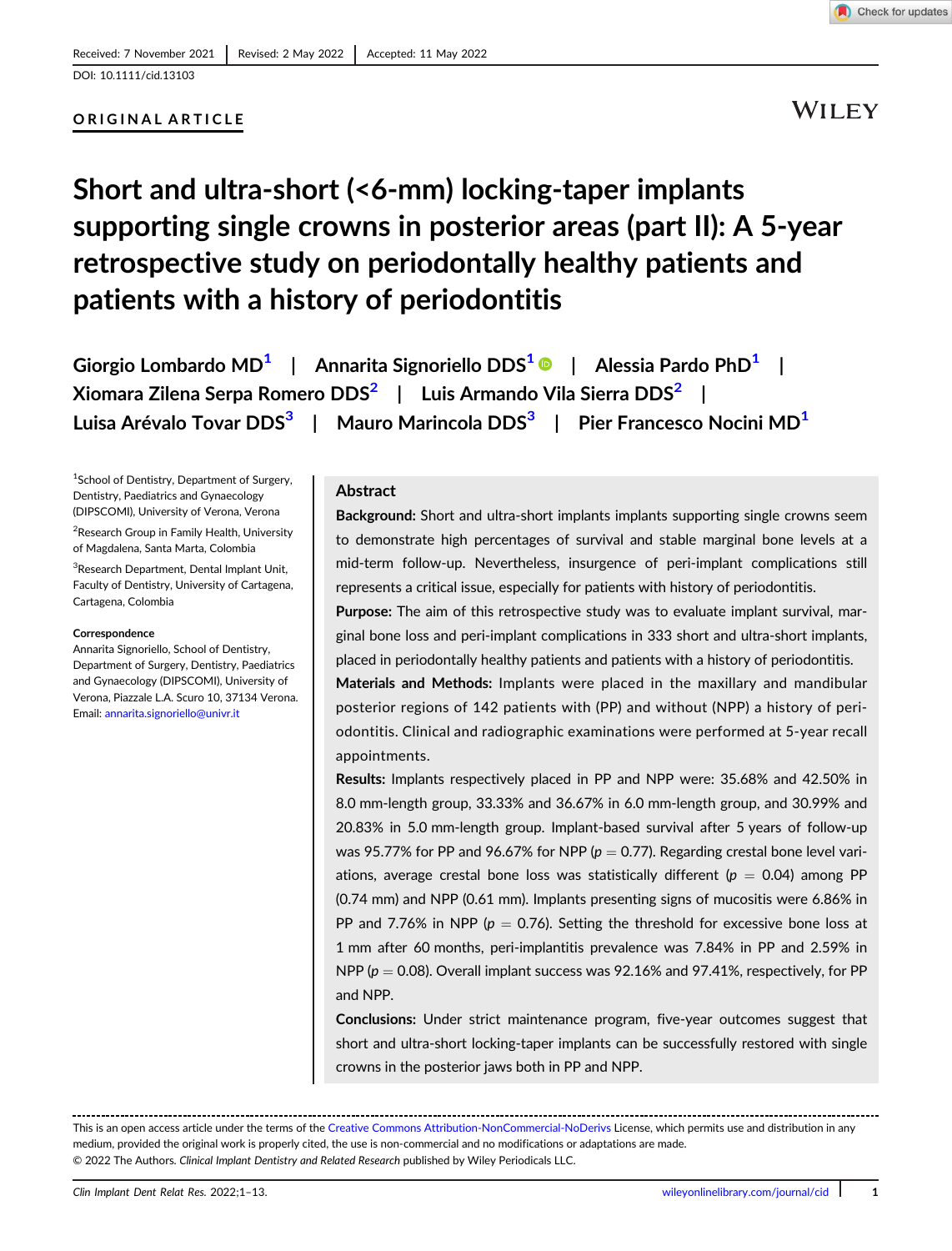Received: 7 November 2021 | Revised: 2 May 2022 | Accepted: 11 May 2022

DOI: 10.1111/cid.13103

ORIGINAL ARTICLE

# Short and ultra-short (<6-mm) locking-taper implants supporting single crowns in posterior areas (part II): A 5-year retrospective study on periodontally healthy patients and patients with a history of periodontitis

Giorgio Lombardo MD[1] | Annarita Signoriello DDS[1] | Alessia Pardo PhD[1] | Xiomara Zilena Serpa Romero DDS[2] | Luis Armando Vila Sierra DDS[2] | Luisa Arévalo Tovar DDS[3] | Mauro Marincola DDS[3] | Pier Francesco Nocini MD[1]

[1]School of Dentistry, Department of Surgery, Dentistry, Paediatrics and Gynaecology (DIPSCOMI), University of Verona, Verona

[2]Research Group in Family Health, University of Magdalena, Santa Marta, Colombia

[3]Research Department, Dental Implant Unit, Faculty of Dentistry, University of Cartagena, Cartagena, Colombia

**Correspondence**
Annarita Signoriello, School of Dentistry, Department of Surgery, Dentistry, Paediatrics and Gynaecology (DIPSCOMI), University of Verona, Piazzale L.A. Scuro 10, 37134 Verona.
Email: annarita.signoriello@univr.it

## Abstract

**Background:** Short and ultra-short implants implants supporting single crowns seem to demonstrate high percentages of survival and stable marginal bone levels at a mid-term follow-up. Nevertheless, insurgence of peri-implant complications still represents a critical issue, especially for patients with history of periodontitis.

**Purpose:** The aim of this retrospective study was to evaluate implant survival, marginal bone loss and peri-implant complications in 333 short and ultra-short implants, placed in periodontally healthy patients and patients with a history of periodontitis.

**Materials and Methods:** Implants were placed in the maxillary and mandibular posterior regions of 142 patients with (PP) and without (NPP) a history of periodontitis. Clinical and radiographic examinations were performed at 5-year recall appointments.

**Results:** Implants respectively placed in PP and NPP were: 35.68% and 42.50% in 8.0 mm-length group, 33.33% and 36.67% in 6.0 mm-length group, and 30.99% and 20.83% in 5.0 mm-length group. Implant-based survival after 5 years of follow-up was 95.77% for PP and 96.67% for NPP ($p = 0.77$). Regarding crestal bone level variations, average crestal bone loss was statistically different ($p = 0.04$) among PP (0.74 mm) and NPP (0.61 mm). Implants presenting signs of mucositis were 6.86% in PP and 7.76% in NPP ($p = 0.76$). Setting the threshold for excessive bone loss at 1 mm after 60 months, peri-implantitis prevalence was 7.84% in PP and 2.59% in NPP ($p = 0.08$). Overall implant success was 92.16% and 97.41%, respectively, for PP and NPP.

**Conclusions:** Under strict maintenance program, five-year outcomes suggest that short and ultra-short locking-taper implants can be successfully restored with single crowns in the posterior jaws both in PP and NPP.

This is an open access article under the terms of the Creative Commons Attribution-NonCommercial-NoDerivs License, which permits use and distribution in any medium, provided the original work is properly cited, the use is non-commercial and no modifications or adaptations are made.
© 2022 The Authors. *Clinical Implant Dentistry and Related Research* published by Wiley Periodicals LLC.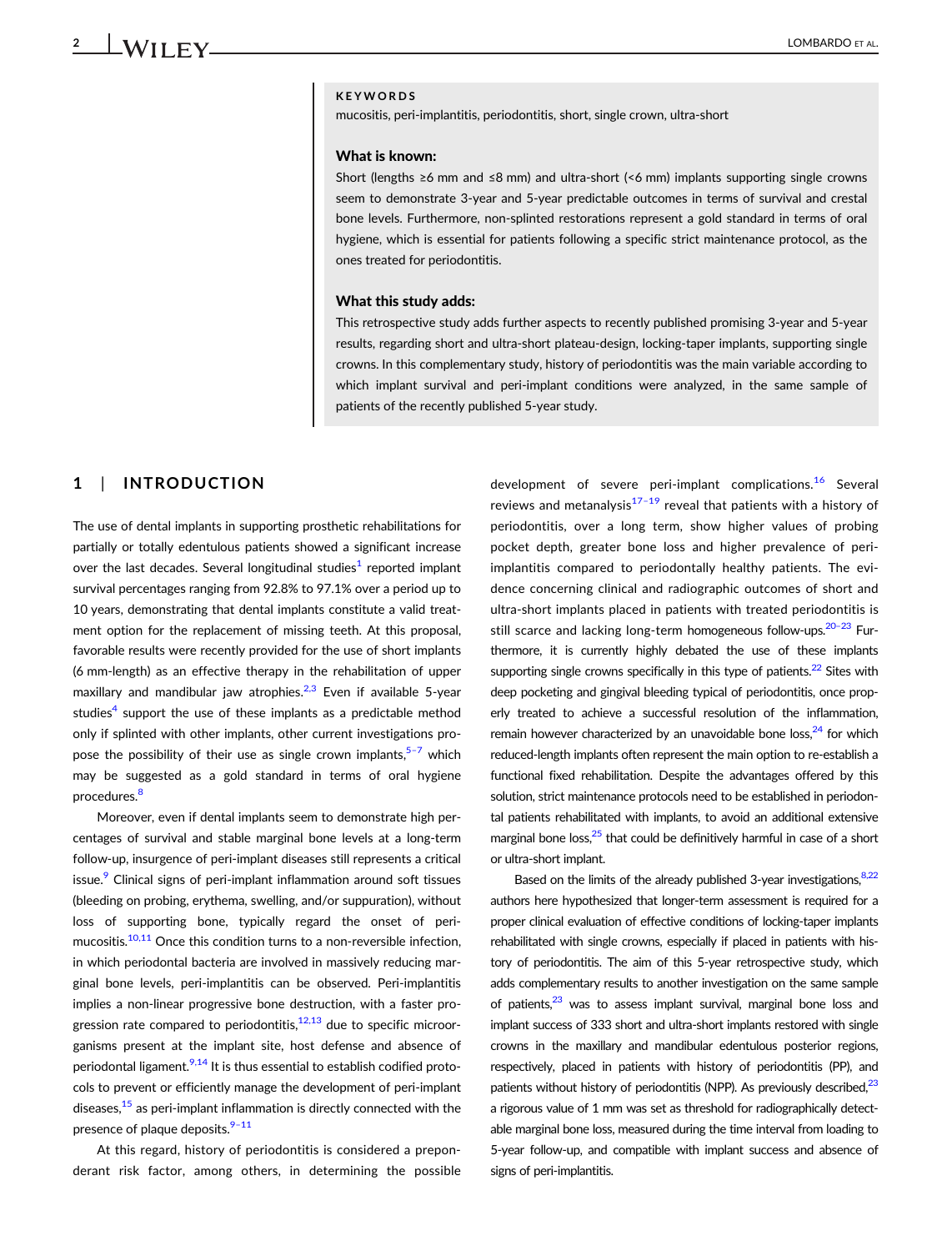**KEYWORDS**

mucositis, peri-implantitis, periodontitis, short, single crown, ultra-short

**What is known:**

Short (lengths ≥6 mm and ≤8 mm) and ultra-short (<6 mm) implants supporting single crowns seem to demonstrate 3-year and 5-year predictable outcomes in terms of survival and crestal bone levels. Furthermore, non-splinted restorations represent a gold standard in terms of oral hygiene, which is essential for patients following a specific strict maintenance protocol, as the ones treated for periodontitis.

**What this study adds:**

This retrospective study adds further aspects to recently published promising 3-year and 5-year results, regarding short and ultra-short plateau-design, locking-taper implants, supporting single crowns. In this complementary study, history of periodontitis was the main variable according to which implant survival and peri-implant conditions were analyzed, in the same sample of patients of the recently published 5-year study.

## 1 | INTRODUCTION

The use of dental implants in supporting prosthetic rehabilitations for partially or totally edentulous patients showed a significant increase over the last decades. Several longitudinal studies[1] reported implant survival percentages ranging from 92.8% to 97.1% over a period up to 10 years, demonstrating that dental implants constitute a valid treatment option for the replacement of missing teeth. At this proposal, favorable results were recently provided for the use of short implants (6 mm-length) as an effective therapy in the rehabilitation of upper maxillary and mandibular jaw atrophies.[2,3] Even if available 5-year studies[4] support the use of these implants as a predictable method only if splinted with other implants, other current investigations propose the possibility of their use as single crown implants,[5–7] which may be suggested as a gold standard in terms of oral hygiene procedures.[8]

Moreover, even if dental implants seem to demonstrate high percentages of survival and stable marginal bone levels at a long-term follow-up, insurgence of peri-implant diseases still represents a critical issue.[9] Clinical signs of peri-implant inflammation around soft tissues (bleeding on probing, erythema, swelling, and/or suppuration), without loss of supporting bone, typically regard the onset of peri-mucositis.[10,11] Once this condition turns to a non-reversible infection, in which periodontal bacteria are involved in massively reducing marginal bone levels, peri-implantitis can be observed. Peri-implantitis implies a non-linear progressive bone destruction, with a faster progression rate compared to periodontitis,[12,13] due to specific microorganisms present at the implant site, host defense and absence of periodontal ligament.[9,14] It is thus essential to establish codified protocols to prevent or efficiently manage the development of peri-implant diseases,[15] as peri-implant inflammation is directly connected with the presence of plaque deposits.[9–11]

At this regard, history of periodontitis is considered a preponderant risk factor, among others, in determining the possible development of severe peri-implant complications.[16] Several reviews and metanalysis[17–19] reveal that patients with a history of periodontitis, over a long term, show higher values of probing pocket depth, greater bone loss and higher prevalence of peri-implantitis compared to periodontally healthy patients. The evidence concerning clinical and radiographic outcomes of short and ultra-short implants placed in patients with treated periodontitis is still scarce and lacking long-term homogeneous follow-ups.[20–23] Furthermore, it is currently highly debated the use of these implants supporting single crowns specifically in this type of patients.[22] Sites with deep pocketing and gingival bleeding typical of periodontitis, once properly treated to achieve a successful resolution of the inflammation, remain however characterized by an unavoidable bone loss,[24] for which reduced-length implants often represent the main option to re-establish a functional fixed rehabilitation. Despite the advantages offered by this solution, strict maintenance protocols need to be established in periodontal patients rehabilitated with implants, to avoid an additional extensive marginal bone loss,[25] that could be definitively harmful in case of a short or ultra-short implant.

Based on the limits of the already published 3-year investigations,[8,22] authors here hypothesized that longer-term assessment is required for a proper clinical evaluation of effective conditions of locking-taper implants rehabilitated with single crowns, especially if placed in patients with history of periodontitis. The aim of this 5-year retrospective study, which adds complementary results to another investigation on the same sample of patients,[23] was to assess implant survival, marginal bone loss and implant success of 333 short and ultra-short implants restored with single crowns in the maxillary and mandibular edentulous posterior regions, respectively, placed in patients with history of periodontitis (PP), and patients without history of periodontitis (NPP). As previously described,[23] a rigorous value of 1 mm was set as threshold for radiographically detectable marginal bone loss, measured during the time interval from loading to 5-year follow-up, and compatible with implant success and absence of signs of peri-implantitis.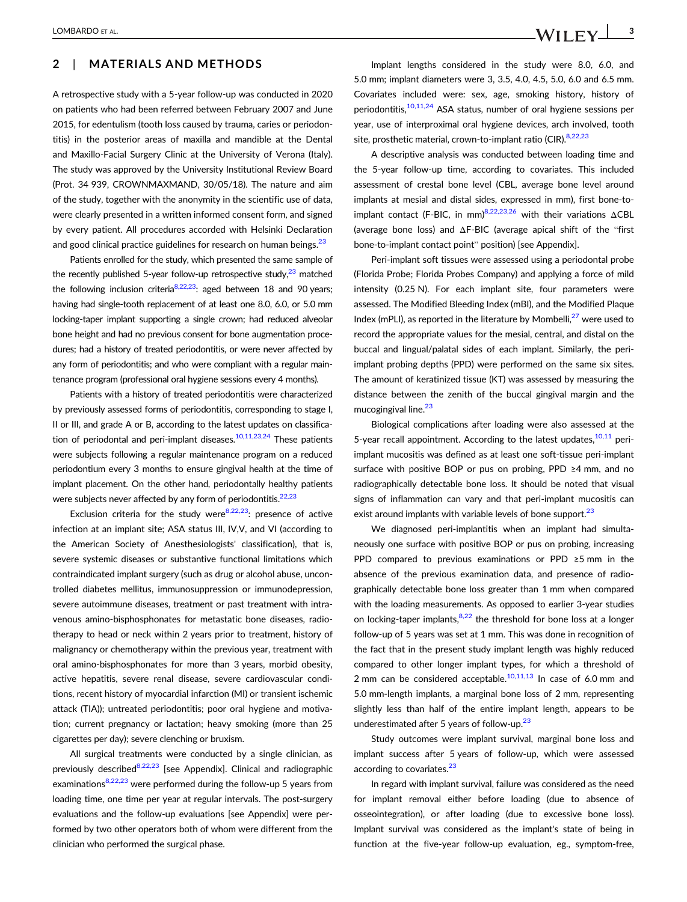## 2 | MATERIALS AND METHODS

A retrospective study with a 5-year follow-up was conducted in 2020 on patients who had been referred between February 2007 and June 2015, for edentulism (tooth loss caused by trauma, caries or periodontitis) in the posterior areas of maxilla and mandible at the Dental and Maxillo-Facial Surgery Clinic at the University of Verona (Italy). The study was approved by the University Institutional Review Board (Prot. 34 939, CROWNMAXMAND, 30/05/18). The nature and aim of the study, together with the anonymity in the scientific use of data, were clearly presented in a written informed consent form, and signed by every patient. All procedures accorded with Helsinki Declaration and good clinical practice guidelines for research on human beings.[23]

Patients enrolled for the study, which presented the same sample of the recently published 5-year follow-up retrospective study,[23] matched the following inclusion criteria[8,22,23]: aged between 18 and 90 years; having had single-tooth replacement of at least one 8.0, 6.0, or 5.0 mm locking-taper implant supporting a single crown; had reduced alveolar bone height and had no previous consent for bone augmentation procedures; had a history of treated periodontitis, or were never affected by any form of periodontitis; and who were compliant with a regular maintenance program (professional oral hygiene sessions every 4 months).

Patients with a history of treated periodontitis were characterized by previously assessed forms of periodontitis, corresponding to stage I, II or III, and grade A or B, according to the latest updates on classification of periodontal and peri-implant diseases.[10,11,23,24] These patients were subjects following a regular maintenance program on a reduced periodontium every 3 months to ensure gingival health at the time of implant placement. On the other hand, periodontally healthy patients were subjects never affected by any form of periodontitis.[22,23]

Exclusion criteria for the study were[8,22,23]: presence of active infection at an implant site; ASA status III, IV,V, and VI (according to the American Society of Anesthesiologists' classification), that is, severe systemic diseases or substantive functional limitations which contraindicated implant surgery (such as drug or alcohol abuse, uncontrolled diabetes mellitus, immunosuppression or immunodepression, severe autoimmune diseases, treatment or past treatment with intravenous amino-bisphosphonates for metastatic bone diseases, radiotherapy to head or neck within 2 years prior to treatment, history of malignancy or chemotherapy within the previous year, treatment with oral amino-bisphosphonates for more than 3 years, morbid obesity, active hepatitis, severe renal disease, severe cardiovascular conditions, recent history of myocardial infarction (MI) or transient ischemic attack (TIA)); untreated periodontitis; poor oral hygiene and motivation; current pregnancy or lactation; heavy smoking (more than 25 cigarettes per day); severe clenching or bruxism.

All surgical treatments were conducted by a single clinician, as previously described[8,22,23] [see Appendix]. Clinical and radiographic examinations[8,22,23] were performed during the follow-up 5 years from loading time, one time per year at regular intervals. The post-surgery evaluations and the follow-up evaluations [see Appendix] were performed by two other operators both of whom were different from the clinician who performed the surgical phase.

Implant lengths considered in the study were 8.0, 6.0, and 5.0 mm; implant diameters were 3, 3.5, 4.0, 4.5, 5.0, 6.0 and 6.5 mm. Covariates included were: sex, age, smoking history, history of periodontitis,[10,11,24] ASA status, number of oral hygiene sessions per year, use of interproximal oral hygiene devices, arch involved, tooth site, prosthetic material, crown-to-implant ratio (CIR).[8,22,23]

A descriptive analysis was conducted between loading time and the 5-year follow-up time, according to covariates. This included assessment of crestal bone level (CBL, average bone level around implants at mesial and distal sides, expressed in mm), first bone-to-implant contact (F-BIC, in mm)[8,22,23,26] with their variations ΔCBL (average bone loss) and ΔF-BIC (average apical shift of the "first bone-to-implant contact point" position) [see Appendix].

Peri-implant soft tissues were assessed using a periodontal probe (Florida Probe; Florida Probes Company) and applying a force of mild intensity (0.25 N). For each implant site, four parameters were assessed. The Modified Bleeding Index (mBI), and the Modified Plaque Index (mPLI), as reported in the literature by Mombelli,[27] were used to record the appropriate values for the mesial, central, and distal on the buccal and lingual/palatal sides of each implant. Similarly, the peri-implant probing depths (PPD) were performed on the same six sites. The amount of keratinized tissue (KT) was assessed by measuring the distance between the zenith of the buccal gingival margin and the mucogingival line.[23]

Biological complications after loading were also assessed at the 5-year recall appointment. According to the latest updates,[10,11] peri-implant mucositis was defined as at least one soft-tissue peri-implant surface with positive BOP or pus on probing, PPD ≥4 mm, and no radiographically detectable bone loss. It should be noted that visual signs of inflammation can vary and that peri-implant mucositis can exist around implants with variable levels of bone support.[23]

We diagnosed peri-implantitis when an implant had simultaneously one surface with positive BOP or pus on probing, increasing PPD compared to previous examinations or PPD ≥5 mm in the absence of the previous examination data, and presence of radiographically detectable bone loss greater than 1 mm when compared with the loading measurements. As opposed to earlier 3-year studies on locking-taper implants,[8,22] the threshold for bone loss at a longer follow-up of 5 years was set at 1 mm. This was done in recognition of the fact that in the present study implant length was highly reduced compared to other longer implant types, for which a threshold of 2 mm can be considered acceptable.[10,11,13] In case of 6.0 mm and 5.0 mm-length implants, a marginal bone loss of 2 mm, representing slightly less than half of the entire implant length, appears to be underestimated after 5 years of follow-up.[23]

Study outcomes were implant survival, marginal bone loss and implant success after 5 years of follow-up, which were assessed according to covariates.[23]

In regard with implant survival, failure was considered as the need for implant removal either before loading (due to absence of osseointegration), or after loading (due to excessive bone loss). Implant survival was considered as the implant's state of being in function at the five-year follow-up evaluation, eg., symptom-free,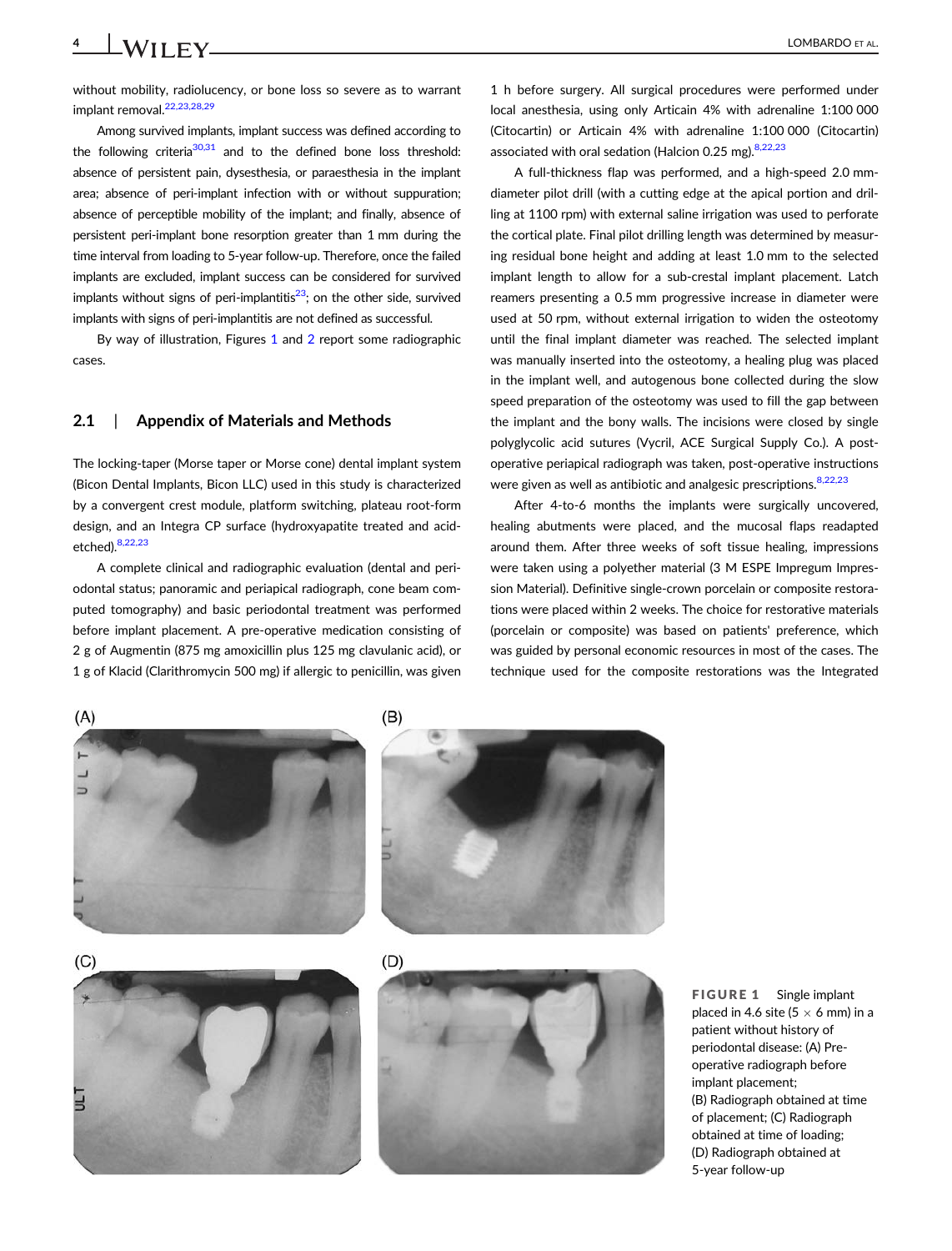without mobility, radiolucency, or bone loss so severe as to warrant implant removal.[22,23,28,29]

Among survived implants, implant success was defined according to the following criteria[30,31] and to the defined bone loss threshold: absence of persistent pain, dysesthesia, or paraesthesia in the implant area; absence of peri-implant infection with or without suppuration; absence of perceptible mobility of the implant; and finally, absence of persistent peri-implant bone resorption greater than 1 mm during the time interval from loading to 5-year follow-up. Therefore, once the failed implants are excluded, implant success can be considered for survived implants without signs of peri-implantitis[23]; on the other side, survived implants with signs of peri-implantitis are not defined as successful.

By way of illustration, Figures 1 and 2 report some radiographic cases.

## 2.1 | Appendix of Materials and Methods

The locking-taper (Morse taper or Morse cone) dental implant system (Bicon Dental Implants, Bicon LLC) used in this study is characterized by a convergent crest module, platform switching, plateau root-form design, and an Integra CP surface (hydroxyapatite treated and acid-etched).[8,22,23]

A complete clinical and radiographic evaluation (dental and periodontal status; panoramic and periapical radiograph, cone beam computed tomography) and basic periodontal treatment was performed before implant placement. A pre-operative medication consisting of 2 g of Augmentin (875 mg amoxicillin plus 125 mg clavulanic acid), or 1 g of Klacid (Clarithromycin 500 mg) if allergic to penicillin, was given 1 h before surgery. All surgical procedures were performed under local anesthesia, using only Articain 4% with adrenaline 1:100 000 (Citocartin) or Articain 4% with adrenaline 1:100 000 (Citocartin) associated with oral sedation (Halcion 0.25 mg).[8,22,23]

A full-thickness flap was performed, and a high-speed 2.0 mm-diameter pilot drill (with a cutting edge at the apical portion and drilling at 1100 rpm) with external saline irrigation was used to perforate the cortical plate. Final pilot drilling length was determined by measuring residual bone height and adding at least 1.0 mm to the selected implant length to allow for a sub-crestal implant placement. Latch reamers presenting a 0.5 mm progressive increase in diameter were used at 50 rpm, without external irrigation to widen the osteotomy until the final implant diameter was reached. The selected implant was manually inserted into the osteotomy, a healing plug was placed in the implant well, and autogenous bone collected during the slow speed preparation of the osteotomy was used to fill the gap between the implant and the bony walls. The incisions were closed by single polyglycolic acid sutures (Vycril, ACE Surgical Supply Co.). A post-operative periapical radiograph was taken, post-operative instructions were given as well as antibiotic and analgesic prescriptions.[8,22,23]

After 4-to-6 months the implants were surgically uncovered, healing abutments were placed, and the mucosal flaps readapted around them. After three weeks of soft tissue healing, impressions were taken using a polyether material (3 M ESPE Impregum Impression Material). Definitive single-crown porcelain or composite restorations were placed within 2 weeks. The choice for restorative materials (porcelain or composite) was based on patients' preference, which was guided by personal economic resources in most of the cases. The technique used for the composite restorations was the Integrated

**FIGURE 1** Single implant placed in 4.6 site (5 × 6 mm) in a patient without history of periodontal disease: (A) Pre-operative radiograph before implant placement; (B) Radiograph obtained at time of placement; (C) Radiograph obtained at time of loading; (D) Radiograph obtained at 5-year follow-up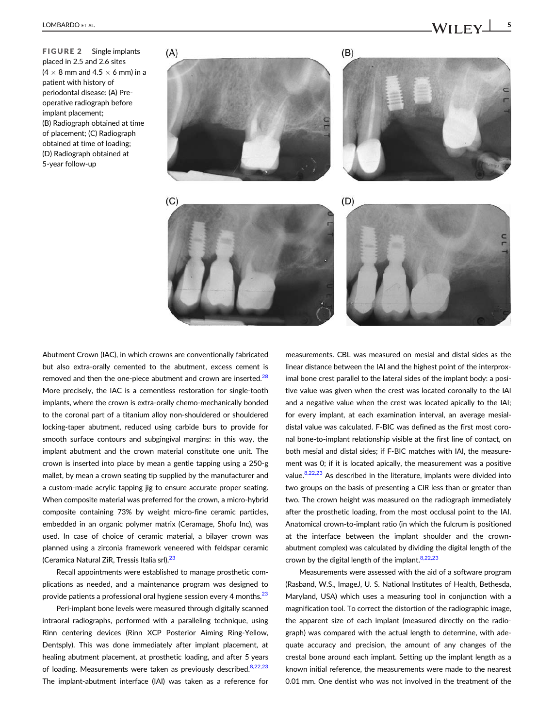**FIGURE 2** Single implants placed in 2.5 and 2.6 sites ($4 \times 8$ mm and $4.5 \times 6$ mm) in a patient with history of periodontal disease: (A) Pre-operative radiograph before implant placement; (B) Radiograph obtained at time of placement; (C) Radiograph obtained at time of loading; (D) Radiograph obtained at 5-year follow-up

Abutment Crown (IAC), in which crowns are conventionally fabricated but also extra-orally cemented to the abutment, excess cement is removed and then the one-piece abutment and crown are inserted.[28] More precisely, the IAC is a cementless restoration for single-tooth implants, where the crown is extra-orally chemo-mechanically bonded to the coronal part of a titanium alloy non-shouldered or shouldered locking-taper abutment, reduced using carbide burs to provide for smooth surface contours and subgingival margins: in this way, the implant abutment and the crown material constitute one unit. The crown is inserted into place by mean a gentle tapping using a 250-g mallet, by mean a crown seating tip supplied by the manufacturer and a custom-made acrylic tapping jig to ensure accurate proper seating. When composite material was preferred for the crown, a micro-hybrid composite containing 73% by weight micro-fine ceramic particles, embedded in an organic polymer matrix (Ceramage, Shofu Inc), was used. In case of choice of ceramic material, a bilayer crown was planned using a zirconia framework veneered with feldspar ceramic (Ceramica Natural ZiR, Tressis Italia srl).[23]

Recall appointments were established to manage prosthetic complications as needed, and a maintenance program was designed to provide patients a professional oral hygiene session every 4 months.[23]

Peri-implant bone levels were measured through digitally scanned intraoral radiographs, performed with a paralleling technique, using Rinn centering devices (Rinn XCP Posterior Aiming Ring-Yellow, Dentsply). This was done immediately after implant placement, at healing abutment placement, at prosthetic loading, and after 5 years of loading. Measurements were taken as previously described.[8,22,23] The implant-abutment interface (IAI) was taken as a reference for measurements. CBL was measured on mesial and distal sides as the linear distance between the IAI and the highest point of the interproximal bone crest parallel to the lateral sides of the implant body: a positive value was given when the crest was located coronally to the IAI and a negative value when the crest was located apically to the IAI; for every implant, at each examination interval, an average mesial-distal value was calculated. F-BIC was defined as the first most coronal bone-to-implant relationship visible at the first line of contact, on both mesial and distal sides; if F-BIC matches with IAI, the measurement was 0; if it is located apically, the measurement was a positive value.[8,22,23] As described in the literature, implants were divided into two groups on the basis of presenting a CIR less than or greater than two. The crown height was measured on the radiograph immediately after the prosthetic loading, from the most occlusal point to the IAI. Anatomical crown-to-implant ratio (in which the fulcrum is positioned at the interface between the implant shoulder and the crown-abutment complex) was calculated by dividing the digital length of the crown by the digital length of the implant.[8,22,23]

Measurements were assessed with the aid of a software program (Rasband, W.S., ImageJ, U. S. National Institutes of Health, Bethesda, Maryland, USA) which uses a measuring tool in conjunction with a magnification tool. To correct the distortion of the radiographic image, the apparent size of each implant (measured directly on the radiograph) was compared with the actual length to determine, with adequate accuracy and precision, the amount of any changes of the crestal bone around each implant. Setting up the implant length as a known initial reference, the measurements were made to the nearest 0.01 mm. One dentist who was not involved in the treatment of the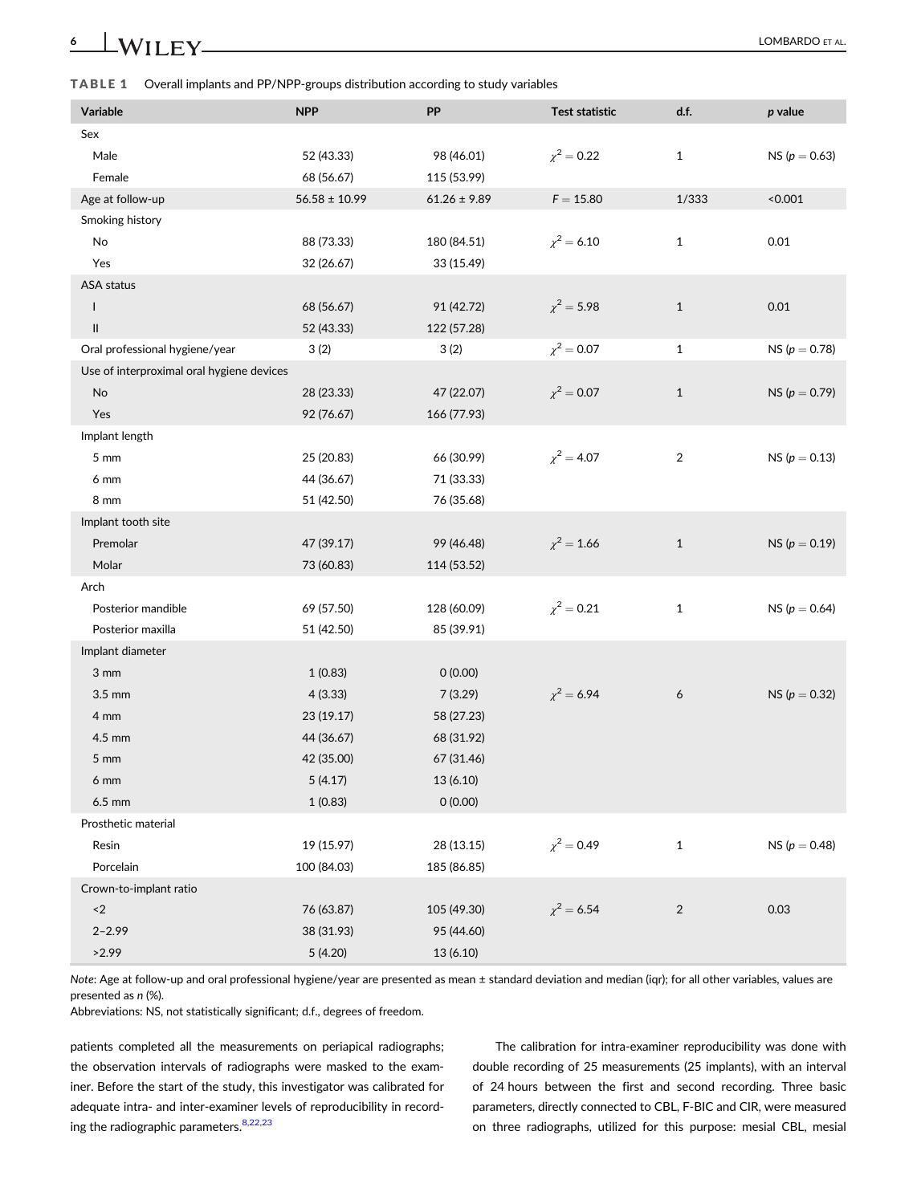**TABLE 1** Overall implants and PP/NPP-groups distribution according to study variables

| Variable | NPP | PP | Test statistic | d.f. | *p* value |
|---|---|---|---|---|---|
| Sex | | | | | |
| Male | 52 (43.33) | 98 (46.01) | $\chi^2 = 0.22$ | 1 | NS ($p = 0.63$) |
| Female | 68 (56.67) | 115 (53.99) | | | |
| Age at follow-up | 56.58 ± 10.99 | 61.26 ± 9.89 | $F = 15.80$ | 1/333 | <0.001 |
| Smoking history | | | | | |
| No | 88 (73.33) | 180 (84.51) | $\chi^2 = 6.10$ | 1 | 0.01 |
| Yes | 32 (26.67) | 33 (15.49) | | | |
| ASA status | | | | | |
| I | 68 (56.67) | 91 (42.72) | $\chi^2 = 5.98$ | 1 | 0.01 |
| II | 52 (43.33) | 122 (57.28) | | | |
| Oral professional hygiene/year | 3 (2) | 3 (2) | $\chi^2 = 0.07$ | 1 | NS ($p = 0.78$) |
| Use of interproximal oral hygiene devices | | | | | |
| No | 28 (23.33) | 47 (22.07) | $\chi^2 = 0.07$ | 1 | NS ($p = 0.79$) |
| Yes | 92 (76.67) | 166 (77.93) | | | |
| Implant length | | | | | |
| 5 mm | 25 (20.83) | 66 (30.99) | $\chi^2 = 4.07$ | 2 | NS ($p = 0.13$) |
| 6 mm | 44 (36.67) | 71 (33.33) | | | |
| 8 mm | 51 (42.50) | 76 (35.68) | | | |
| Implant tooth site | | | | | |
| Premolar | 47 (39.17) | 99 (46.48) | $\chi^2 = 1.66$ | 1 | NS ($p = 0.19$) |
| Molar | 73 (60.83) | 114 (53.52) | | | |
| Arch | | | | | |
| Posterior mandible | 69 (57.50) | 128 (60.09) | $\chi^2 = 0.21$ | 1 | NS ($p = 0.64$) |
| Posterior maxilla | 51 (42.50) | 85 (39.91) | | | |
| Implant diameter | | | | | |
| 3 mm | 1 (0.83) | 0 (0.00) | | | |
| 3.5 mm | 4 (3.33) | 7 (3.29) | $\chi^2 = 6.94$ | 6 | NS ($p = 0.32$) |
| 4 mm | 23 (19.17) | 58 (27.23) | | | |
| 4.5 mm | 44 (36.67) | 68 (31.92) | | | |
| 5 mm | 42 (35.00) | 67 (31.46) | | | |
| 6 mm | 5 (4.17) | 13 (6.10) | | | |
| 6.5 mm | 1 (0.83) | 0 (0.00) | | | |
| Prosthetic material | | | | | |
| Resin | 19 (15.97) | 28 (13.15) | $\chi^2 = 0.49$ | 1 | NS ($p = 0.48$) |
| Porcelain | 100 (84.03) | 185 (86.85) | | | |
| Crown-to-implant ratio | | | | | |
| <2 | 76 (63.87) | 105 (49.30) | $\chi^2 = 6.54$ | 2 | 0.03 |
| 2–2.99 | 38 (31.93) | 95 (44.60) | | | |
| >2.99 | 5 (4.20) | 13 (6.10) | | | |

*Note*: Age at follow-up and oral professional hygiene/year are presented as mean ± standard deviation and median (iqr); for all other variables, values are presented as *n* (%).
Abbreviations: NS, not statistically significant; d.f., degrees of freedom.

patients completed all the measurements on periapical radiographs; the observation intervals of radiographs were masked to the examiner. Before the start of the study, this investigator was calibrated for adequate intra- and inter-examiner levels of reproducibility in recording the radiographic parameters.[8,22,23]

The calibration for intra-examiner reproducibility was done with double recording of 25 measurements (25 implants), with an interval of 24 hours between the first and second recording. Three basic parameters, directly connected to CBL, F-BIC and CIR, were measured on three radiographs, utilized for this purpose: mesial CBL, mesial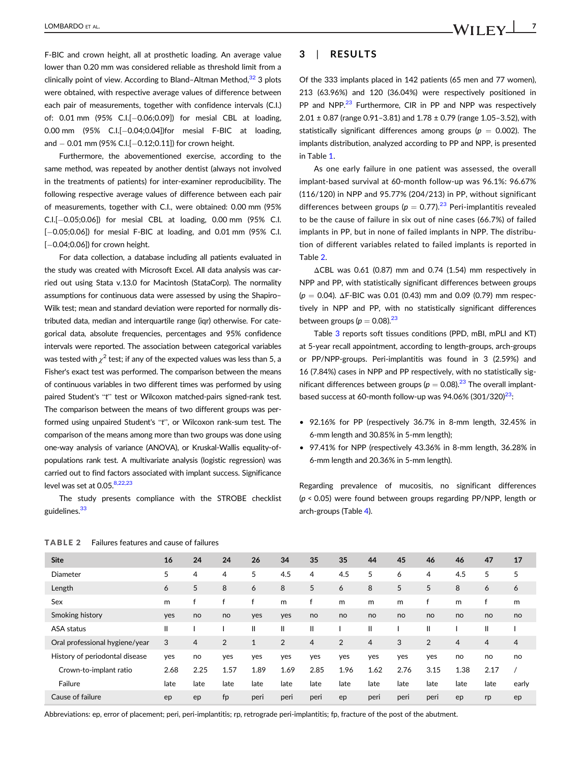F-BIC and crown height, all at prosthetic loading. An average value lower than 0.20 mm was considered reliable as threshold limit from a clinically point of view. According to Bland–Altman Method,[32] 3 plots were obtained, with respective average values of difference between each pair of measurements, together with confidence intervals (C.I.) of: 0.01 mm (95% C.I.[−0.06;0.09]) for mesial CBL at loading, 0.00 mm (95% C.I.[−0.04;0.04])for mesial F-BIC at loading, and − 0.01 mm (95% C.I.[−0.12;0.11]) for crown height.

Furthermore, the abovementioned exercise, according to the same method, was repeated by another dentist (always not involved in the treatments of patients) for inter-examiner reproducibility. The following respective average values of difference between each pair of measurements, together with C.I., were obtained: 0.00 mm (95% C.I.[−0.05;0.06]) for mesial CBL at loading, 0.00 mm (95% C.I. [−0.05;0.06]) for mesial F-BIC at loading, and 0.01 mm (95% C.I. [−0.04;0.06]) for crown height.

For data collection, a database including all patients evaluated in the study was created with Microsoft Excel. All data analysis was carried out using Stata v.13.0 for Macintosh (StataCorp). The normality assumptions for continuous data were assessed by using the Shapiro–Wilk test; mean and standard deviation were reported for normally distributed data, median and interquartile range (iqr) otherwise. For categorical data, absolute frequencies, percentages and 95% confidence intervals were reported. The association between categorical variables was tested with $\chi^2$ test; if any of the expected values was less than 5, a Fisher's exact test was performed. The comparison between the means of continuous variables in two different times was performed by using paired Student's "*t*" test or Wilcoxon matched-pairs signed-rank test. The comparison between the means of two different groups was performed using unpaired Student's "*t*", or Wilcoxon rank-sum test. The comparison of the means among more than two groups was done using one-way analysis of variance (ANOVA), or Kruskal-Wallis equality-of-populations rank test. A multivariate analysis (logistic regression) was carried out to find factors associated with implant success. Significance level was set at 0.05.[8,22,23]

The study presents compliance with the STROBE checklist guidelines.[33]

## 3 | RESULTS

Of the 333 implants placed in 142 patients (65 men and 77 women), 213 (63.96%) and 120 (36.04%) were respectively positioned in PP and NPP.[23] Furthermore, CIR in PP and NPP was respectively 2.01 ± 0.87 (range 0.91–3.81) and 1.78 ± 0.79 (range 1.05–3.52), with statistically significant differences among groups ($p$ = 0.002). The implants distribution, analyzed according to PP and NPP, is presented in Table 1.

As one early failure in one patient was assessed, the overall implant-based survival at 60-month follow-up was 96.1%: 96.67% (116/120) in NPP and 95.77% (204/213) in PP, without significant differences between groups ($p$ = 0.77).[23] Peri-implantitis revealed to be the cause of failure in six out of nine cases (66.7%) of failed implants in PP, but in none of failed implants in NPP. The distribution of different variables related to failed implants is reported in Table 2.

ΔCBL was 0.61 (0.87) mm and 0.74 (1.54) mm respectively in NPP and PP, with statistically significant differences between groups ($p$ = 0.04). ΔF-BIC was 0.01 (0.43) mm and 0.09 (0.79) mm respectively in NPP and PP, with no statistically significant differences between groups ($p$ = 0.08).[23]

Table 3 reports soft tissues conditions (PPD, mBI, mPLI and KT) at 5-year recall appointment, according to length-groups, arch-groups or PP/NPP-groups. Peri-implantitis was found in 3 (2.59%) and 16 (7.84%) cases in NPP and PP respectively, with no statistically significant differences between groups ($p$ = 0.08).[23] The overall implant-based success at 60-month follow-up was 94.06% (301/320)[23]:

- 92.16% for PP (respectively 36.7% in 8-mm length, 32.45% in 6-mm length and 30.85% in 5-mm length);
- 97.41% for NPP (respectively 43.36% in 8-mm length, 36.28% in 6-mm length and 20.36% in 5-mm length).

Regarding prevalence of mucositis, no significant differences ($p$ < 0.05) were found between groups regarding PP/NPP, length or arch-groups (Table 4).

**TABLE 2** Failures features and cause of failures

| Site | 16 | 24 | 24 | 26 | 34 | 35 | 35 | 44 | 45 | 46 | 46 | 47 | 17 |
|---|---|---|---|---|---|---|---|---|---|---|---|---|---|
| Diameter | 5 | 4 | 4 | 5 | 4.5 | 4 | 4.5 | 5 | 6 | 4 | 4.5 | 5 | 5 |
| Length | 6 | 5 | 8 | 6 | 8 | 5 | 6 | 8 | 5 | 5 | 8 | 6 | 6 |
| Sex | m | f | f | f | m | f | m | m | m | f | m | f | m |
| Smoking history | yes | no | no | yes | yes | no | no | no | no | no | no | no | no |
| ASA status | II | I | I | II | II | II | I | II | I | II | I | II | I |
| Oral professional hygiene/year | 3 | 4 | 2 | 1 | 2 | 4 | 2 | 4 | 3 | 2 | 4 | 4 | 4 |
| History of periodontal disease | yes | no | yes | yes | yes | yes | yes | yes | yes | yes | no | no | no |
| Crown-to-implant ratio | 2.68 | 2.25 | 1.57 | 1.89 | 1.69 | 2.85 | 1.96 | 1.62 | 2.76 | 3.15 | 1.38 | 2.17 | / |
| Failure | late | late | late | late | late | late | late | late | late | late | late | late | early |
| Cause of failure | ep | ep | fp | peri | peri | peri | ep | peri | peri | peri | ep | rp | ep |

Abbreviations: ep, error of placement; peri, peri-implantitis; rp, retrograde peri-implantitis; fp, fracture of the post of the abutment.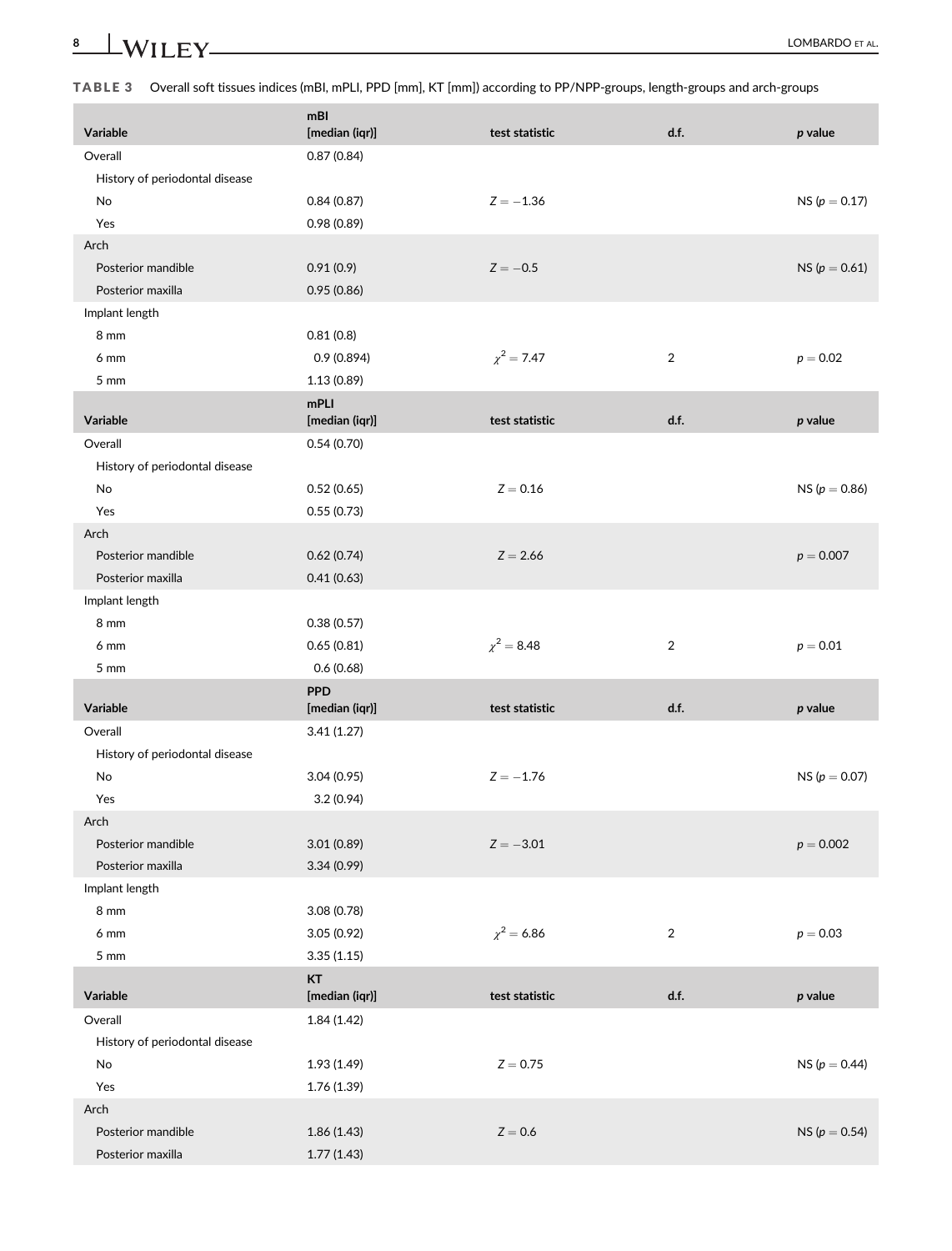**TABLE 3** Overall soft tissues indices (mBI, mPLI, PPD [mm], KT [mm]) according to PP/NPP-groups, length-groups and arch-groups

| Variable | mBI [median (iqr)] | test statistic | d.f. | *p* value |
|---|---|---|---|---|
| Overall | 0.87 (0.84) | | | |
| History of periodontal disease | | | | |
| No | 0.84 (0.87) | $Z = -1.36$ | | NS ($p = 0.17$) |
| Yes | 0.98 (0.89) | | | |
| Arch | | | | |
| Posterior mandible | 0.91 (0.9) | $Z = -0.5$ | | NS ($p = 0.61$) |
| Posterior maxilla | 0.95 (0.86) | | | |
| Implant length | | | | |
| 8 mm | 0.81 (0.8) | | | |
| 6 mm | 0.9 (0.894) | $\chi^2 = 7.47$ | 2 | $p = 0.02$ |
| 5 mm | 1.13 (0.89) | | | |
| **Variable** | **mPLI [median (iqr)]** | **test statistic** | **d.f.** | ***p* value** |
| Overall | 0.54 (0.70) | | | |
| History of periodontal disease | | | | |
| No | 0.52 (0.65) | $Z = 0.16$ | | NS ($p = 0.86$) |
| Yes | 0.55 (0.73) | | | |
| Arch | | | | |
| Posterior mandible | 0.62 (0.74) | $Z = 2.66$ | | $p = 0.007$ |
| Posterior maxilla | 0.41 (0.63) | | | |
| Implant length | | | | |
| 8 mm | 0.38 (0.57) | | | |
| 6 mm | 0.65 (0.81) | $\chi^2 = 8.48$ | 2 | $p = 0.01$ |
| 5 mm | 0.6 (0.68) | | | |
| **Variable** | **PPD [median (iqr)]** | **test statistic** | **d.f.** | ***p* value** |
| Overall | 3.41 (1.27) | | | |
| History of periodontal disease | | | | |
| No | 3.04 (0.95) | $Z = -1.76$ | | NS ($p = 0.07$) |
| Yes | 3.2 (0.94) | | | |
| Arch | | | | |
| Posterior mandible | 3.01 (0.89) | $Z = -3.01$ | | $p = 0.002$ |
| Posterior maxilla | 3.34 (0.99) | | | |
| Implant length | | | | |
| 8 mm | 3.08 (0.78) | | | |
| 6 mm | 3.05 (0.92) | $\chi^2 = 6.86$ | 2 | $p = 0.03$ |
| 5 mm | 3.35 (1.15) | | | |
| **Variable** | **KT [median (iqr)]** | **test statistic** | **d.f.** | ***p* value** |
| Overall | 1.84 (1.42) | | | |
| History of periodontal disease | | | | |
| No | 1.93 (1.49) | $Z = 0.75$ | | NS ($p = 0.44$) |
| Yes | 1.76 (1.39) | | | |
| Arch | | | | |
| Posterior mandible | 1.86 (1.43) | $Z = 0.6$ | | NS ($p = 0.54$) |
| Posterior maxilla | 1.77 (1.43) | | | |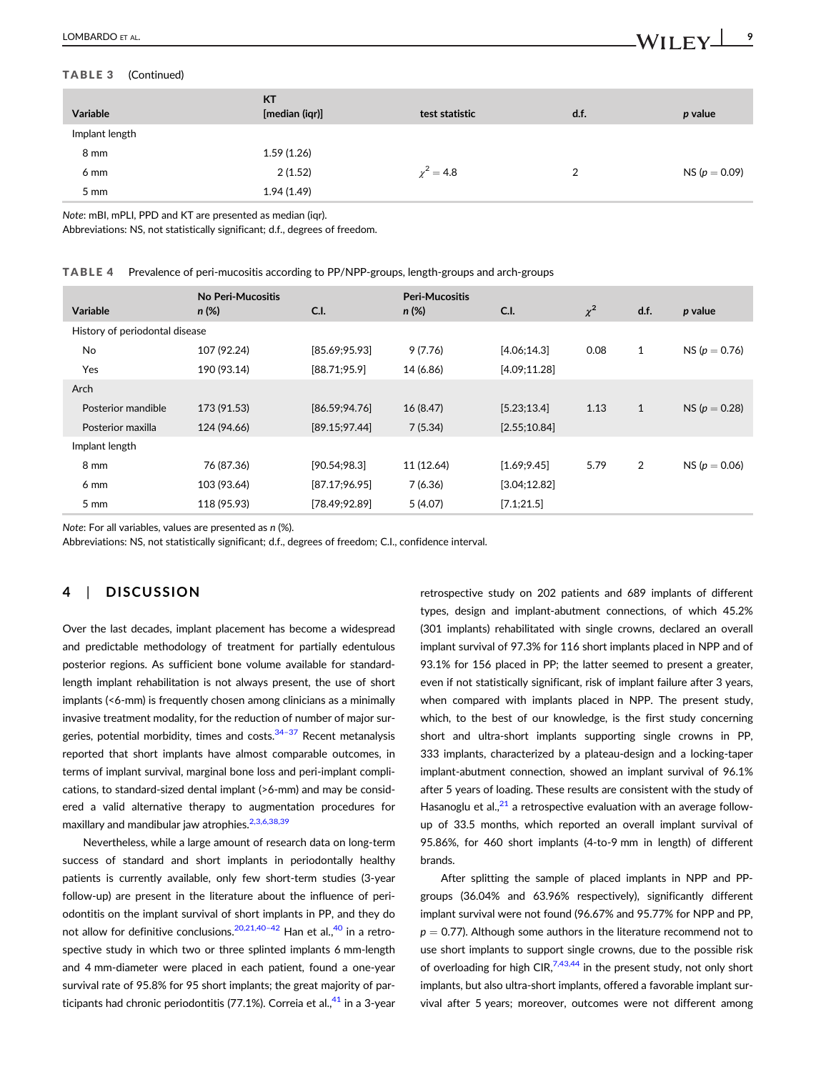**TABLE 3** (Continued)

| Variable | KT [median (iqr)] | test statistic | d.f. | *p* value |
|---|---|---|---|---|
| Implant length | | | | |
| 8 mm | 1.59 (1.26) | | | |
| 6 mm | 2 (1.52) | $\chi^2 = 4.8$ | 2 | NS ($p = 0.09$) |
| 5 mm | 1.94 (1.49) | | | |

*Note*: mBI, mPLI, PPD and KT are presented as median (iqr).
Abbreviations: NS, not statistically significant; d.f., degrees of freedom.

**TABLE 4** Prevalence of peri-mucositis according to PP/NPP-groups, length-groups and arch-groups

| Variable | No Peri-Mucositis *n* (%) | C.I. | Peri-Mucositis *n* (%) | C.I. | $\chi^2$ | d.f. | *p* value |
|---|---|---|---|---|---|---|---|
| History of periodontal disease | | | | | | | |
| No | 107 (92.24) | [85.69;95.93] | 9 (7.76) | [4.06;14.3] | 0.08 | 1 | NS ($p = 0.76$) |
| Yes | 190 (93.14) | [88.71;95.9] | 14 (6.86) | [4.09;11.28] | | | |
| Arch | | | | | | | |
| Posterior mandible | 173 (91.53) | [86.59;94.76] | 16 (8.47) | [5.23;13.4] | 1.13 | 1 | NS ($p = 0.28$) |
| Posterior maxilla | 124 (94.66) | [89.15;97.44] | 7 (5.34) | [2.55;10.84] | | | |
| Implant length | | | | | | | |
| 8 mm | 76 (87.36) | [90.54;98.3] | 11 (12.64) | [1.69;9.45] | 5.79 | 2 | NS ($p = 0.06$) |
| 6 mm | 103 (93.64) | [87.17;96.95] | 7 (6.36) | [3.04;12.82] | | | |
| 5 mm | 118 (95.93) | [78.49;92.89] | 5 (4.07) | [7.1;21.5] | | | |

*Note*: For all variables, values are presented as *n* (%).
Abbreviations: NS, not statistically significant; d.f., degrees of freedom; C.I., confidence interval.

## 4 | DISCUSSION

Over the last decades, implant placement has become a widespread and predictable methodology of treatment for partially edentulous posterior regions. As sufficient bone volume available for standard-length implant rehabilitation is not always present, the use of short implants (<6-mm) is frequently chosen among clinicians as a minimally invasive treatment modality, for the reduction of number of major surgeries, potential morbidity, times and costs.[34–37] Recent metanalysis reported that short implants have almost comparable outcomes, in terms of implant survival, marginal bone loss and peri-implant complications, to standard-sized dental implant (>6-mm) and may be considered a valid alternative therapy to augmentation procedures for maxillary and mandibular jaw atrophies.[2,3,6,38,39]

Nevertheless, while a large amount of research data on long-term success of standard and short implants in periodontally healthy patients is currently available, only few short-term studies (3-year follow-up) are present in the literature about the influence of periodontitis on the implant survival of short implants in PP, and they do not allow for definitive conclusions.[20,21,40–42] Han et al.,[40] in a retrospective study in which two or three splinted implants 6 mm-length and 4 mm-diameter were placed in each patient, found a one-year survival rate of 95.8% for 95 short implants; the great majority of participants had chronic periodontitis (77.1%). Correia et al.,[41] in a 3-year retrospective study on 202 patients and 689 implants of different types, design and implant-abutment connections, of which 45.2% (301 implants) rehabilitated with single crowns, declared an overall implant survival of 97.3% for 116 short implants placed in NPP and of 93.1% for 156 placed in PP; the latter seemed to present a greater, even if not statistically significant, risk of implant failure after 3 years, when compared with implants placed in NPP. The present study, which, to the best of our knowledge, is the first study concerning short and ultra-short implants supporting single crowns in PP, 333 implants, characterized by a plateau-design and a locking-taper implant-abutment connection, showed an implant survival of 96.1% after 5 years of loading. These results are consistent with the study of Hasanoglu et al.,[21] a retrospective evaluation with an average follow-up of 33.5 months, which reported an overall implant survival of 95.86%, for 460 short implants (4-to-9 mm in length) of different brands.

After splitting the sample of placed implants in NPP and PP-groups (36.04% and 63.96% respectively), significantly different implant survival were not found (96.67% and 95.77% for NPP and PP, $p = 0.77$). Although some authors in the literature recommend not to use short implants to support single crowns, due to the possible risk of overloading for high CIR,[7,43,44] in the present study, not only short implants, but also ultra-short implants, offered a favorable implant survival after 5 years; moreover, outcomes were not different among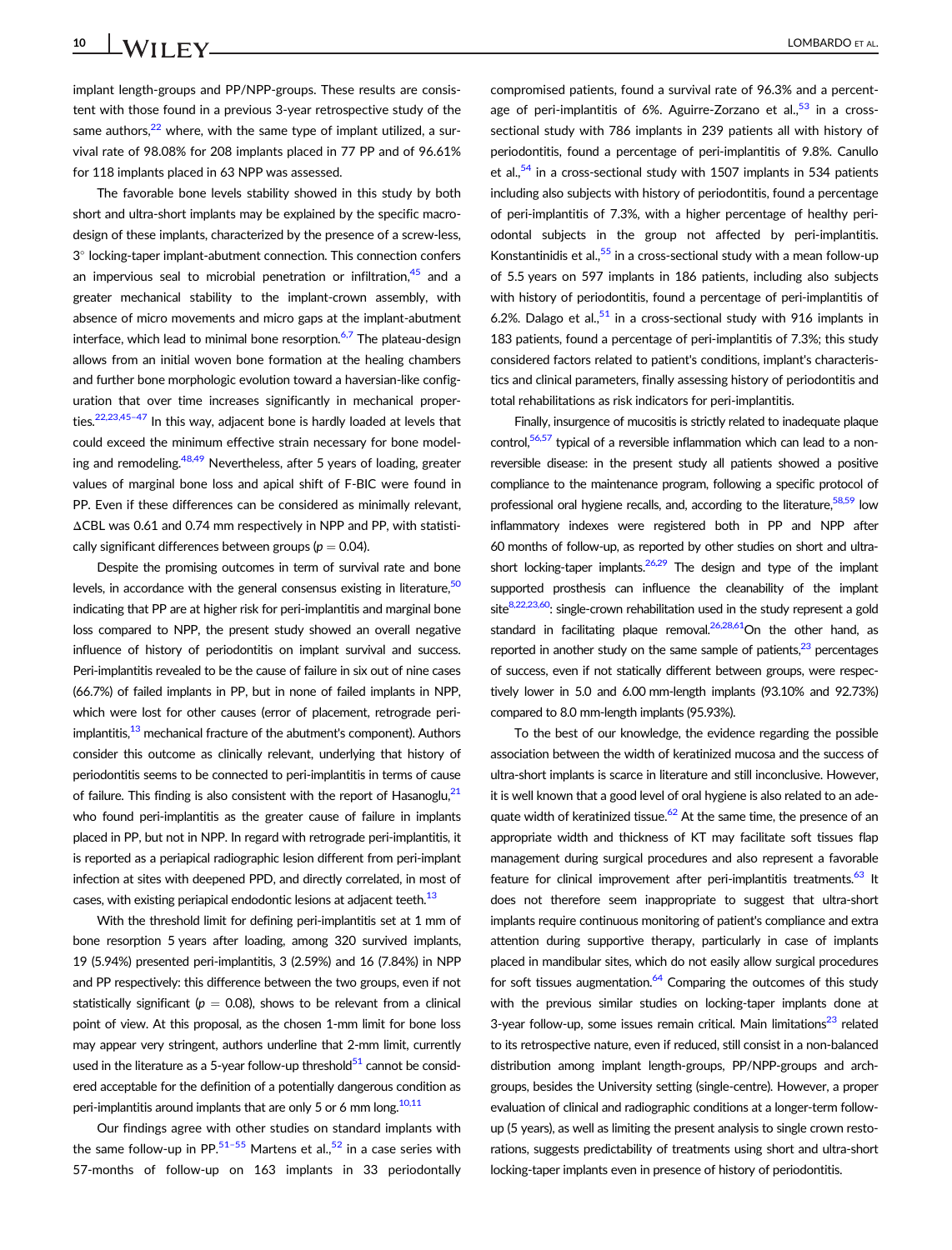implant length-groups and PP/NPP-groups. These results are consistent with those found in a previous 3-year retrospective study of the same authors,[22] where, with the same type of implant utilized, a survival rate of 98.08% for 208 implants placed in 77 PP and of 96.61% for 118 implants placed in 63 NPP was assessed.

The favorable bone levels stability showed in this study by both short and ultra-short implants may be explained by the specific macro-design of these implants, characterized by the presence of a screw-less, 3° locking-taper implant-abutment connection. This connection confers an impervious seal to microbial penetration or infiltration,[45] and a greater mechanical stability to the implant-crown assembly, with absence of micro movements and micro gaps at the implant-abutment interface, which lead to minimal bone resorption.[6,7] The plateau-design allows from an initial woven bone formation at the healing chambers and further bone morphologic evolution toward a haversian-like configuration that over time increases significantly in mechanical properties.[22,23,45–47] In this way, adjacent bone is hardly loaded at levels that could exceed the minimum effective strain necessary for bone modeling and remodeling.[48,49] Nevertheless, after 5 years of loading, greater values of marginal bone loss and apical shift of F-BIC were found in PP. Even if these differences can be considered as minimally relevant, ΔCBL was 0.61 and 0.74 mm respectively in NPP and PP, with statistically significant differences between groups ($p = 0.04$).

Despite the promising outcomes in term of survival rate and bone levels, in accordance with the general consensus existing in literature,[50] indicating that PP are at higher risk for peri-implantitis and marginal bone loss compared to NPP, the present study showed an overall negative influence of history of periodontitis on implant survival and success. Peri-implantitis revealed to be the cause of failure in six out of nine cases (66.7%) of failed implants in PP, but in none of failed implants in NPP, which were lost for other causes (error of placement, retrograde peri-implantitis,[13] mechanical fracture of the abutment's component). Authors consider this outcome as clinically relevant, underlying that history of periodontitis seems to be connected to peri-implantitis in terms of cause of failure. This finding is also consistent with the report of Hasanoglu,[21] who found peri-implantitis as the greater cause of failure in implants placed in PP, but not in NPP. In regard with retrograde peri-implantitis, it is reported as a periapical radiographic lesion different from peri-implant infection at sites with deepened PPD, and directly correlated, in most of cases, with existing periapical endodontic lesions at adjacent teeth.[13]

With the threshold limit for defining peri-implantitis set at 1 mm of bone resorption 5 years after loading, among 320 survived implants, 19 (5.94%) presented peri-implantitis, 3 (2.59%) and 16 (7.84%) in NPP and PP respectively: this difference between the two groups, even if not statistically significant ($p = 0.08$), shows to be relevant from a clinical point of view. At this proposal, as the chosen 1-mm limit for bone loss may appear very stringent, authors underline that 2-mm limit, currently used in the literature as a 5-year follow-up threshold[51] cannot be considered acceptable for the definition of a potentially dangerous condition as peri-implantitis around implants that are only 5 or 6 mm long.[10,11]

Our findings agree with other studies on standard implants with the same follow-up in PP.[51–55] Martens et al.,[52] in a case series with 57-months of follow-up on 163 implants in 33 periodontally compromised patients, found a survival rate of 96.3% and a percentage of peri-implantitis of 6%. Aguirre-Zorzano et al.,[53] in a cross-sectional study with 786 implants in 239 patients all with history of periodontitis, found a percentage of peri-implantitis of 9.8%. Canullo et al.,[54] in a cross-sectional study with 1507 implants in 534 patients including also subjects with history of periodontitis, found a percentage of peri-implantitis of 7.3%, with a higher percentage of healthy periodontal subjects in the group not affected by peri-implantitis. Konstantinidis et al.,[55] in a cross-sectional study with a mean follow-up of 5.5 years on 597 implants in 186 patients, including also subjects with history of periodontitis, found a percentage of peri-implantitis of 6.2%. Dalago et al.,[51] in a cross-sectional study with 916 implants in 183 patients, found a percentage of peri-implantitis of 7.3%; this study considered factors related to patient's conditions, implant's characteristics and clinical parameters, finally assessing history of periodontitis and total rehabilitations as risk indicators for peri-implantitis.

Finally, insurgence of mucositis is strictly related to inadequate plaque control,[56,57] typical of a reversible inflammation which can lead to a non-reversible disease: in the present study all patients showed a positive compliance to the maintenance program, following a specific protocol of professional oral hygiene recalls, and, according to the literature,[58,59] low inflammatory indexes were registered both in PP and NPP after 60 months of follow-up, as reported by other studies on short and ultra-short locking-taper implants.[26,29] The design and type of the implant supported prosthesis can influence the cleanability of the implant site[8,22,23,60]: single-crown rehabilitation used in the study represent a gold standard in facilitating plaque removal.[26,28,61]On the other hand, as reported in another study on the same sample of patients,[23] percentages of success, even if not statically different between groups, were respectively lower in 5.0 and 6.00 mm-length implants (93.10% and 92.73%) compared to 8.0 mm-length implants (95.93%).

To the best of our knowledge, the evidence regarding the possible association between the width of keratinized mucosa and the success of ultra-short implants is scarce in literature and still inconclusive. However, it is well known that a good level of oral hygiene is also related to an adequate width of keratinized tissue.[62] At the same time, the presence of an appropriate width and thickness of KT may facilitate soft tissues flap management during surgical procedures and also represent a favorable feature for clinical improvement after peri-implantitis treatments.[63] It does not therefore seem inappropriate to suggest that ultra-short implants require continuous monitoring of patient's compliance and extra attention during supportive therapy, particularly in case of implants placed in mandibular sites, which do not easily allow surgical procedures for soft tissues augmentation.[64] Comparing the outcomes of this study with the previous similar studies on locking-taper implants done at 3-year follow-up, some issues remain critical. Main limitations[23] related to its retrospective nature, even if reduced, still consist in a non-balanced distribution among implant length-groups, PP/NPP-groups and arch-groups, besides the University setting (single-centre). However, a proper evaluation of clinical and radiographic conditions at a longer-term follow-up (5 years), as well as limiting the present analysis to single crown restorations, suggests predictability of treatments using short and ultra-short locking-taper implants even in presence of history of periodontitis.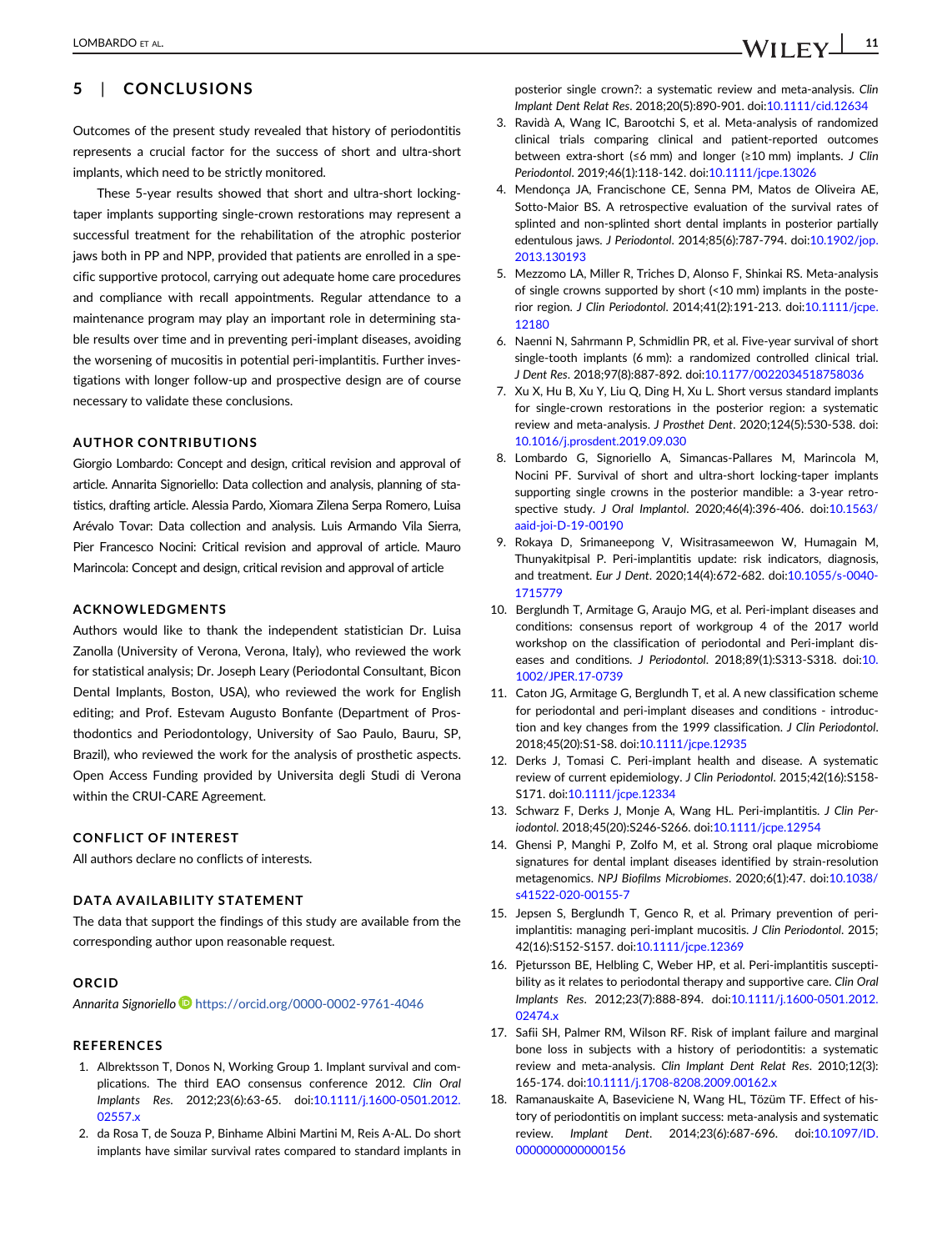## 5 | CONCLUSIONS

Outcomes of the present study revealed that history of periodontitis represents a crucial factor for the success of short and ultra-short implants, which need to be strictly monitored.

These 5-year results showed that short and ultra-short locking-taper implants supporting single-crown restorations may represent a successful treatment for the rehabilitation of the atrophic posterior jaws both in PP and NPP, provided that patients are enrolled in a specific supportive protocol, carrying out adequate home care procedures and compliance with recall appointments. Regular attendance to a maintenance program may play an important role in determining stable results over time and in preventing peri-implant diseases, avoiding the worsening of mucositis in potential peri-implantitis. Further investigations with longer follow-up and prospective design are of course necessary to validate these conclusions.

### AUTHOR CONTRIBUTIONS

Giorgio Lombardo: Concept and design, critical revision and approval of article. Annarita Signoriello: Data collection and analysis, planning of statistics, drafting article. Alessia Pardo, Xiomara Zilena Serpa Romero, Luisa Arévalo Tovar: Data collection and analysis. Luis Armando Vila Sierra, Pier Francesco Nocini: Critical revision and approval of article. Mauro Marincola: Concept and design, critical revision and approval of article

### ACKNOWLEDGMENTS

Authors would like to thank the independent statistician Dr. Luisa Zanolla (University of Verona, Verona, Italy), who reviewed the work for statistical analysis; Dr. Joseph Leary (Periodontal Consultant, Bicon Dental Implants, Boston, USA), who reviewed the work for English editing; and Prof. Estevam Augusto Bonfante (Department of Prosthodontics and Periodontology, University of Sao Paulo, Bauru, SP, Brazil), who reviewed the work for the analysis of prosthetic aspects. Open Access Funding provided by Universita degli Studi di Verona within the CRUI-CARE Agreement.

### CONFLICT OF INTEREST

All authors declare no conflicts of interests.

### DATA AVAILABILITY STATEMENT

The data that support the findings of this study are available from the corresponding author upon reasonable request.

### ORCID

*Annarita Signoriello* https://orcid.org/0000-0002-9761-4046

### REFERENCES

1. Albrektsson T, Donos N, Working Group 1. Implant survival and complications. The third EAO consensus conference 2012. *Clin Oral Implants Res*. 2012;23(6):63-65. doi:10.1111/j.1600-0501.2012.02557.x
2. da Rosa T, de Souza P, Binhame Albini Martini M, Reis A-AL. Do short implants have similar survival rates compared to standard implants in posterior single crown?: a systematic review and meta-analysis. *Clin Implant Dent Relat Res*. 2018;20(5):890-901. doi:10.1111/cid.12634
3. Ravidà A, Wang IC, Barootchi S, et al. Meta-analysis of randomized clinical trials comparing clinical and patient-reported outcomes between extra-short (≤6 mm) and longer (≥10 mm) implants. *J Clin Periodontol*. 2019;46(1):118-142. doi:10.1111/jcpe.13026
4. Mendonça JA, Francischone CE, Senna PM, Matos de Oliveira AE, Sotto-Maior BS. A retrospective evaluation of the survival rates of splinted and non-splinted short dental implants in posterior partially edentulous jaws. *J Periodontol*. 2014;85(6):787-794. doi:10.1902/jop.2013.130193
5. Mezzomo LA, Miller R, Triches D, Alonso F, Shinkai RS. Meta-analysis of single crowns supported by short (<10 mm) implants in the posterior region. *J Clin Periodontol*. 2014;41(2):191-213. doi:10.1111/jcpe.12180
6. Naenni N, Sahrmann P, Schmidlin PR, et al. Five-year survival of short single-tooth implants (6 mm): a randomized controlled clinical trial. *J Dent Res*. 2018;97(8):887-892. doi:10.1177/0022034518758036
7. Xu X, Hu B, Xu Y, Liu Q, Ding H, Xu L. Short versus standard implants for single-crown restorations in the posterior region: a systematic review and meta-analysis. *J Prosthet Dent*. 2020;124(5):530-538. doi:10.1016/j.prosdent.2019.09.030
8. Lombardo G, Signoriello A, Simancas-Pallares M, Marincola M, Nocini PF. Survival of short and ultra-short locking-taper implants supporting single crowns in the posterior mandible: a 3-year retrospective study. *J Oral Implantol*. 2020;46(4):396-406. doi:10.1563/aaid-joi-D-19-00190
9. Rokaya D, Srimaneepong V, Wisitrasameewon W, Humagain M, Thunyakitpisal P. Peri-implantitis update: risk indicators, diagnosis, and treatment. *Eur J Dent*. 2020;14(4):672-682. doi:10.1055/s-0040-1715779
10. Berglundh T, Armitage G, Araujo MG, et al. Peri-implant diseases and conditions: consensus report of workgroup 4 of the 2017 world workshop on the classification of periodontal and Peri-implant diseases and conditions. *J Periodontol*. 2018;89(1):S313-S318. doi:10.1002/JPER.17-0739
11. Caton JG, Armitage G, Berglundh T, et al. A new classification scheme for periodontal and peri-implant diseases and conditions - introduction and key changes from the 1999 classification. *J Clin Periodontol*. 2018;45(20):S1-S8. doi:10.1111/jcpe.12935
12. Derks J, Tomasi C. Peri-implant health and disease. A systematic review of current epidemiology. *J Clin Periodontol*. 2015;42(16):S158-S171. doi:10.1111/jcpe.12334
13. Schwarz F, Derks J, Monje A, Wang HL. Peri-implantitis. *J Clin Periodontol*. 2018;45(20):S246-S266. doi:10.1111/jcpe.12954
14. Ghensi P, Manghi P, Zolfo M, et al. Strong oral plaque microbiome signatures for dental implant diseases identified by strain-resolution metagenomics. *NPJ Biofilms Microbiomes*. 2020;6(1):47. doi:10.1038/s41522-020-00155-7
15. Jepsen S, Berglundh T, Genco R, et al. Primary prevention of peri-implantitis: managing peri-implant mucositis. *J Clin Periodontol*. 2015;42(16):S152-S157. doi:10.1111/jcpe.12369
16. Pjetursson BE, Helbling C, Weber HP, et al. Peri-implantitis susceptibility as it relates to periodontal therapy and supportive care. *Clin Oral Implants Res*. 2012;23(7):888-894. doi:10.1111/j.1600-0501.2012.02474.x
17. Safii SH, Palmer RM, Wilson RF. Risk of implant failure and marginal bone loss in subjects with a history of periodontitis: a systematic review and meta-analysis. *Clin Implant Dent Relat Res*. 2010;12(3):165-174. doi:10.1111/j.1708-8208.2009.00162.x
18. Ramanauskaite A, Baseviciene N, Wang HL, Tözüm TF. Effect of history of periodontitis on implant success: meta-analysis and systematic review. *Implant Dent*. 2014;23(6):687-696. doi:10.1097/ID.0000000000000156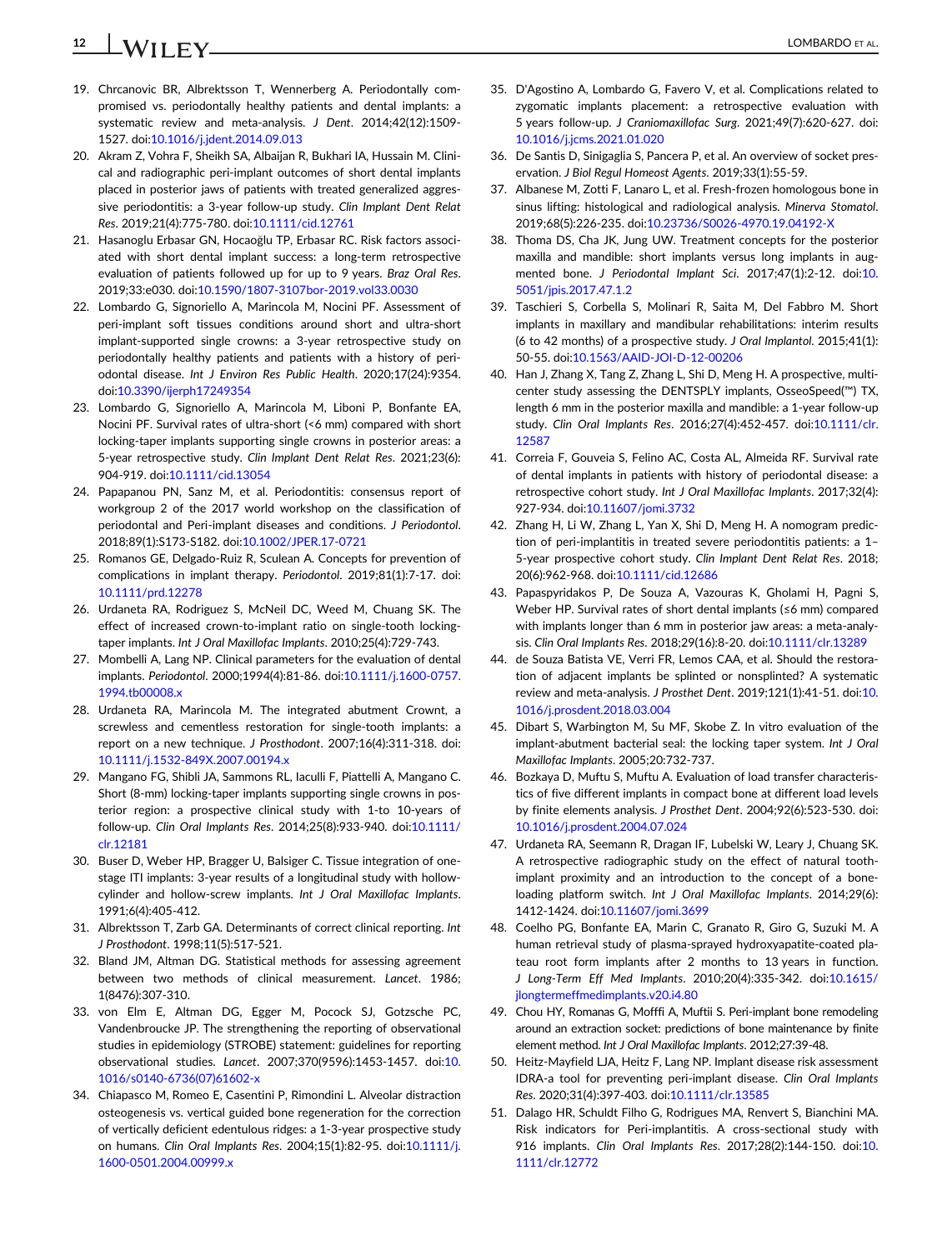19. Chrcanovic BR, Albrektsson T, Wennerberg A. Periodontally compromised vs. periodontally healthy patients and dental implants: a systematic review and meta-analysis. *J Dent*. 2014;42(12):1509-1527. doi:10.1016/j.jdent.2014.09.013
20. Akram Z, Vohra F, Sheikh SA, Albaijan R, Bukhari IA, Hussain M. Clinical and radiographic peri-implant outcomes of short dental implants placed in posterior jaws of patients with treated generalized aggressive periodontitis: a 3-year follow-up study. *Clin Implant Dent Relat Res*. 2019;21(4):775-780. doi:10.1111/cid.12761
21. Hasanoglu Erbasar GN, Hocaoğlu TP, Erbasar RC. Risk factors associated with short dental implant success: a long-term retrospective evaluation of patients followed up for up to 9 years. *Braz Oral Res*. 2019;33:e030. doi:10.1590/1807-3107bor-2019.vol33.0030
22. Lombardo G, Signoriello A, Marincola M, Nocini PF. Assessment of peri-implant soft tissues conditions around short and ultra-short implant-supported single crowns: a 3-year retrospective study on periodontally healthy patients and patients with a history of periodontal disease. *Int J Environ Res Public Health*. 2020;17(24):9354. doi:10.3390/ijerph17249354
23. Lombardo G, Signoriello A, Marincola M, Liboni P, Bonfante EA, Nocini PF. Survival rates of ultra-short (<6 mm) compared with short locking-taper implants supporting single crowns in posterior areas: a 5-year retrospective study. *Clin Implant Dent Relat Res*. 2021;23(6):904-919. doi:10.1111/cid.13054
24. Papapanou PN, Sanz M, et al. Periodontitis: consensus report of workgroup 2 of the 2017 world workshop on the classification of periodontal and Peri-implant diseases and conditions. *J Periodontol*. 2018;89(1):S173-S182. doi:10.1002/JPER.17-0721
25. Romanos GE, Delgado-Ruiz R, Sculean A. Concepts for prevention of complications in implant therapy. *Periodontol*. 2019;81(1):7-17. doi:10.1111/prd.12278
26. Urdaneta RA, Rodriguez S, McNeil DC, Weed M, Chuang SK. The effect of increased crown-to-implant ratio on single-tooth locking-taper implants. *Int J Oral Maxillofac Implants*. 2010;25(4):729-743.
27. Mombelli A, Lang NP. Clinical parameters for the evaluation of dental implants. *Periodontol*. 2000;1994(4):81-86. doi:10.1111/j.1600-0757.1994.tb00008.x
28. Urdaneta RA, Marincola M. The integrated abutment Crownt, a screwless and cementless restoration for single-tooth implants: a report on a new technique. *J Prosthodont*. 2007;16(4):311-318. doi:10.1111/j.1532-849X.2007.00194.x
29. Mangano FG, Shibli JA, Sammons RL, Iaculli F, Piattelli A, Mangano C. Short (8-mm) locking-taper implants supporting single crowns in posterior region: a prospective clinical study with 1-to 10-years of follow-up. *Clin Oral Implants Res*. 2014;25(8):933-940. doi:10.1111/clr.12181
30. Buser D, Weber HP, Bragger U, Balsiger C. Tissue integration of one-stage ITI implants: 3-year results of a longitudinal study with hollow-cylinder and hollow-screw implants. *Int J Oral Maxillofac Implants*. 1991;6(4):405-412.
31. Albrektsson T, Zarb GA. Determinants of correct clinical reporting. *Int J Prosthodont*. 1998;11(5):517-521.
32. Bland JM, Altman DG. Statistical methods for assessing agreement between two methods of clinical measurement. *Lancet*. 1986;1(8476):307-310.
33. von Elm E, Altman DG, Egger M, Pocock SJ, Gotzsche PC, Vandenbroucke JP. The strengthening the reporting of observational studies in epidemiology (STROBE) statement: guidelines for reporting observational studies. *Lancet*. 2007;370(9596):1453-1457. doi:10.1016/s0140-6736(07)61602-x
34. Chiapasco M, Romeo E, Casentini P, Rimondini L. Alveolar distraction osteogenesis vs. vertical guided bone regeneration for the correction of vertically deficient edentulous ridges: a 1-3-year prospective study on humans. *Clin Oral Implants Res*. 2004;15(1):82-95. doi:10.1111/j.1600-0501.2004.00999.x
35. D'Agostino A, Lombardo G, Favero V, et al. Complications related to zygomatic implants placement: a retrospective evaluation with 5 years follow-up. *J Craniomaxillofac Surg*. 2021;49(7):620-627. doi:10.1016/j.jcms.2021.01.020
36. De Santis D, Sinigaglia S, Pancera P, et al. An overview of socket preservation. *J Biol Regul Homeost Agents*. 2019;33(1):55-59.
37. Albanese M, Zotti F, Lanaro L, et al. Fresh-frozen homologous bone in sinus lifting: histological and radiological analysis. *Minerva Stomatol*. 2019;68(5):226-235. doi:10.23736/S0026-4970.19.04192-X
38. Thoma DS, Cha JK, Jung UW. Treatment concepts for the posterior maxilla and mandible: short implants versus long implants in augmented bone. *J Periodontal Implant Sci*. 2017;47(1):2-12. doi:10.5051/jpis.2017.47.1.2
39. Taschieri S, Corbella S, Molinari R, Saita M, Del Fabbro M. Short implants in maxillary and mandibular rehabilitations: interim results (6 to 42 months) of a prospective study. *J Oral Implantol*. 2015;41(1):50-55. doi:10.1563/AAID-JOI-D-12-00206
40. Han J, Zhang X, Tang Z, Zhang L, Shi D, Meng H. A prospective, multicenter study assessing the DENTSPLY implants, OsseoSpeed(™) TX, length 6 mm in the posterior maxilla and mandible: a 1-year follow-up study. *Clin Oral Implants Res*. 2016;27(4):452-457. doi:10.1111/clr.12587
41. Correia F, Gouveia S, Felino AC, Costa AL, Almeida RF. Survival rate of dental implants in patients with history of periodontal disease: a retrospective cohort study. *Int J Oral Maxillofac Implants*. 2017;32(4):927-934. doi:10.11607/jomi.3732
42. Zhang H, Li W, Zhang L, Yan X, Shi D, Meng H. A nomogram prediction of peri-implantitis in treated severe periodontitis patients: a 1–5-year prospective cohort study. *Clin Implant Dent Relat Res*. 2018;20(6):962-968. doi:10.1111/cid.12686
43. Papaspyridakos P, De Souza A, Vazouras K, Gholami H, Pagni S, Weber HP. Survival rates of short dental implants (≤6 mm) compared with implants longer than 6 mm in posterior jaw areas: a meta-analysis. *Clin Oral Implants Res*. 2018;29(16):8-20. doi:10.1111/clr.13289
44. de Souza Batista VE, Verri FR, Lemos CAA, et al. Should the restoration of adjacent implants be splinted or nonsplinted? A systematic review and meta-analysis. *J Prosthet Dent*. 2019;121(1):41-51. doi:10.1016/j.prosdent.2018.03.004
45. Dibart S, Warbington M, Su MF, Skobe Z. In vitro evaluation of the implant-abutment bacterial seal: the locking taper system. *Int J Oral Maxillofac Implants*. 2005;20:732-737.
46. Bozkaya D, Muftu S, Muftu A. Evaluation of load transfer characteristics of five different implants in compact bone at different load levels by finite elements analysis. *J Prosthet Dent*. 2004;92(6):523-530. doi:10.1016/j.prosdent.2004.07.024
47. Urdaneta RA, Seemann R, Dragan IF, Lubelski W, Leary J, Chuang SK. A retrospective radiographic study on the effect of natural tooth-implant proximity and an introduction to the concept of a bone-loading platform switch. *Int J Oral Maxillofac Implants*. 2014;29(6):1412-1424. doi:10.11607/jomi.3699
48. Coelho PG, Bonfante EA, Marin C, Granato R, Giro G, Suzuki M. A human retrieval study of plasma-sprayed hydroxyapatite-coated plateau root form implants after 2 months to 13 years in function. *J Long-Term Eff Med Implants*. 2010;20(4):335-342. doi:10.1615/jlongtermeffmedimplants.v20.i4.80
49. Chou HY, Romanos G, Mofffi A, Muftii S. Peri-implant bone remodeling around an extraction socket: predictions of bone maintenance by finite element method. *Int J Oral Maxillofac Implants*. 2012;27:39-48.
50. Heitz-Mayfield LJA, Heitz F, Lang NP. Implant disease risk assessment IDRA-a tool for preventing peri-implant disease. *Clin Oral Implants Res*. 2020;31(4):397-403. doi:10.1111/clr.13585
51. Dalago HR, Schuldt Filho G, Rodrigues MA, Renvert S, Bianchini MA. Risk indicators for Peri-implantitis. A cross-sectional study with 916 implants. *Clin Oral Implants Res*. 2017;28(2):144-150. doi:10.1111/clr.12772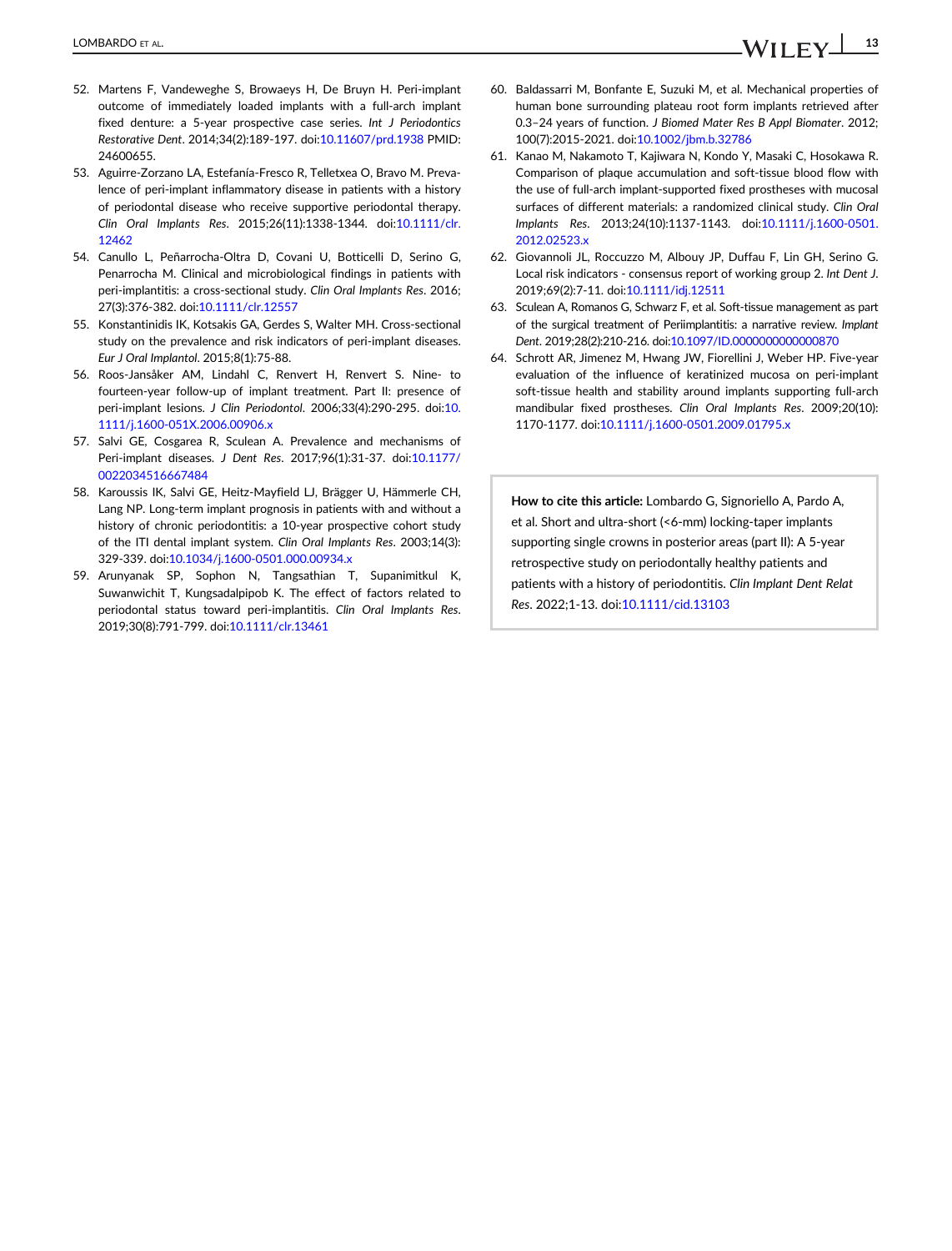52. Martens F, Vandeweghe S, Browaeys H, De Bruyn H. Peri-implant outcome of immediately loaded implants with a full-arch implant fixed denture: a 5-year prospective case series. *Int J Periodontics Restorative Dent*. 2014;34(2):189-197. doi:10.11607/prd.1938 PMID: 24600655.
53. Aguirre-Zorzano LA, Estefanía-Fresco R, Telletxea O, Bravo M. Prevalence of peri-implant inflammatory disease in patients with a history of periodontal disease who receive supportive periodontal therapy. *Clin Oral Implants Res*. 2015;26(11):1338-1344. doi:10.1111/clr.12462
54. Canullo L, Peñarrocha-Oltra D, Covani U, Botticelli D, Serino G, Penarrocha M. Clinical and microbiological findings in patients with peri-implantitis: a cross-sectional study. *Clin Oral Implants Res*. 2016;27(3):376-382. doi:10.1111/clr.12557
55. Konstantinidis IK, Kotsakis GA, Gerdes S, Walter MH. Cross-sectional study on the prevalence and risk indicators of peri-implant diseases. *Eur J Oral Implantol*. 2015;8(1):75-88.
56. Roos-Jansåker AM, Lindahl C, Renvert H, Renvert S. Nine- to fourteen-year follow-up of implant treatment. Part II: presence of peri-implant lesions. *J Clin Periodontol*. 2006;33(4):290-295. doi:10.1111/j.1600-051X.2006.00906.x
57. Salvi GE, Cosgarea R, Sculean A. Prevalence and mechanisms of Peri-implant diseases. *J Dent Res*. 2017;96(1):31-37. doi:10.1177/0022034516667484
58. Karoussis IK, Salvi GE, Heitz-Mayfield LJ, Brägger U, Hämmerle CH, Lang NP. Long-term implant prognosis in patients with and without a history of chronic periodontitis: a 10-year prospective cohort study of the ITI dental implant system. *Clin Oral Implants Res*. 2003;14(3):329-339. doi:10.1034/j.1600-0501.000.00934.x
59. Arunyanak SP, Sophon N, Tangsathian T, Supanimitkul K, Suwanwichit T, Kungsadalpipob K. The effect of factors related to periodontal status toward peri-implantitis. *Clin Oral Implants Res*. 2019;30(8):791-799. doi:10.1111/clr.13461
60. Baldassarri M, Bonfante E, Suzuki M, et al. Mechanical properties of human bone surrounding plateau root form implants retrieved after 0.3–24 years of function. *J Biomed Mater Res B Appl Biomater*. 2012;100(7):2015-2021. doi:10.1002/jbm.b.32786
61. Kanao M, Nakamoto T, Kajiwara N, Kondo Y, Masaki C, Hosokawa R. Comparison of plaque accumulation and soft-tissue blood flow with the use of full-arch implant-supported fixed prostheses with mucosal surfaces of different materials: a randomized clinical study. *Clin Oral Implants Res*. 2013;24(10):1137-1143. doi:10.1111/j.1600-0501.2012.02523.x
62. Giovannoli JL, Roccuzzo M, Albouy JP, Duffau F, Lin GH, Serino G. Local risk indicators - consensus report of working group 2. *Int Dent J*. 2019;69(2):7-11. doi:10.1111/idj.12511
63. Sculean A, Romanos G, Schwarz F, et al. Soft-tissue management as part of the surgical treatment of Periimplantitis: a narrative review. *Implant Dent*. 2019;28(2):210-216. doi:10.1097/ID.0000000000000870
64. Schrott AR, Jimenez M, Hwang JW, Fiorellini J, Weber HP. Five-year evaluation of the influence of keratinized mucosa on peri-implant soft-tissue health and stability around implants supporting full-arch mandibular fixed prostheses. *Clin Oral Implants Res*. 2009;20(10):1170-1177. doi:10.1111/j.1600-0501.2009.01795.x

**How to cite this article:** Lombardo G, Signoriello A, Pardo A, et al. Short and ultra-short (<6-mm) locking-taper implants supporting single crowns in posterior areas (part II): A 5-year retrospective study on periodontally healthy patients and patients with a history of periodontitis. *Clin Implant Dent Relat Res*. 2022;1-13. doi:10.1111/cid.13103